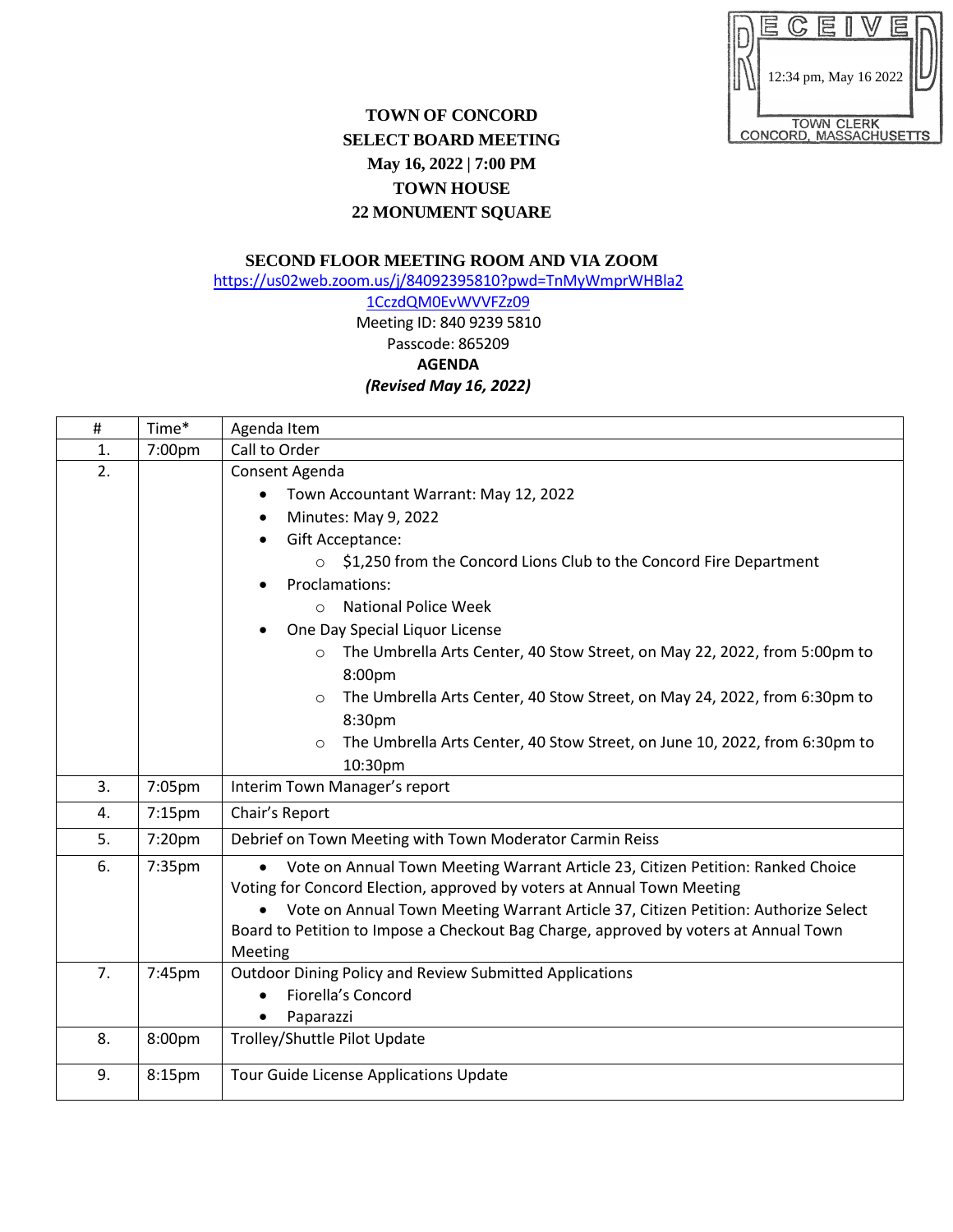RECEIVED
12:34 pm, May 16 2022
TOWN CLERK
CONCORD, MASSACHUSETTS

# TOWN OF CONCORD
## SELECT BOARD MEETING
**May 16, 2022 | 7:00 PM**
**TOWN HOUSE**
**22 MONUMENT SQUARE**

**SECOND FLOOR MEETING ROOM AND VIA ZOOM**

https://us02web.zoom.us/j/84092395810?pwd=TnMyWmprWHBla21CczdQM0EvWVVFZz09

Meeting ID: 840 9239 5810
Passcode: 865209

**AGENDA**

***(Revised May 16, 2022)***

| # | Time* | Agenda Item |
|---|---|---|
| 1. | 7:00pm | Call to Order |
| 2. | | Consent Agenda<br>• Town Accountant Warrant: May 12, 2022<br>• Minutes: May 9, 2022<br>• Gift Acceptance:<br>  ○ $1,250 from the Concord Lions Club to the Concord Fire Department<br>• Proclamations:<br>  ○ National Police Week<br>• One Day Special Liquor License<br>  ○ The Umbrella Arts Center, 40 Stow Street, on May 22, 2022, from 5:00pm to 8:00pm<br>  ○ The Umbrella Arts Center, 40 Stow Street, on May 24, 2022, from 6:30pm to 8:30pm<br>  ○ The Umbrella Arts Center, 40 Stow Street, on June 10, 2022, from 6:30pm to 10:30pm |
| 3. | 7:05pm | Interim Town Manager's report |
| 4. | 7:15pm | Chair's Report |
| 5. | 7:20pm | Debrief on Town Meeting with Town Moderator Carmin Reiss |
| 6. | 7:35pm | • Vote on Annual Town Meeting Warrant Article 23, Citizen Petition: Ranked Choice Voting for Concord Election, approved by voters at Annual Town Meeting<br>• Vote on Annual Town Meeting Warrant Article 37, Citizen Petition: Authorize Select Board to Petition to Impose a Checkout Bag Charge, approved by voters at Annual Town Meeting |
| 7. | 7:45pm | Outdoor Dining Policy and Review Submitted Applications<br>• Fiorella's Concord<br>• Paparazzi |
| 8. | 8:00pm | Trolley/Shuttle Pilot Update |
| 9. | 8:15pm | Tour Guide License Applications Update |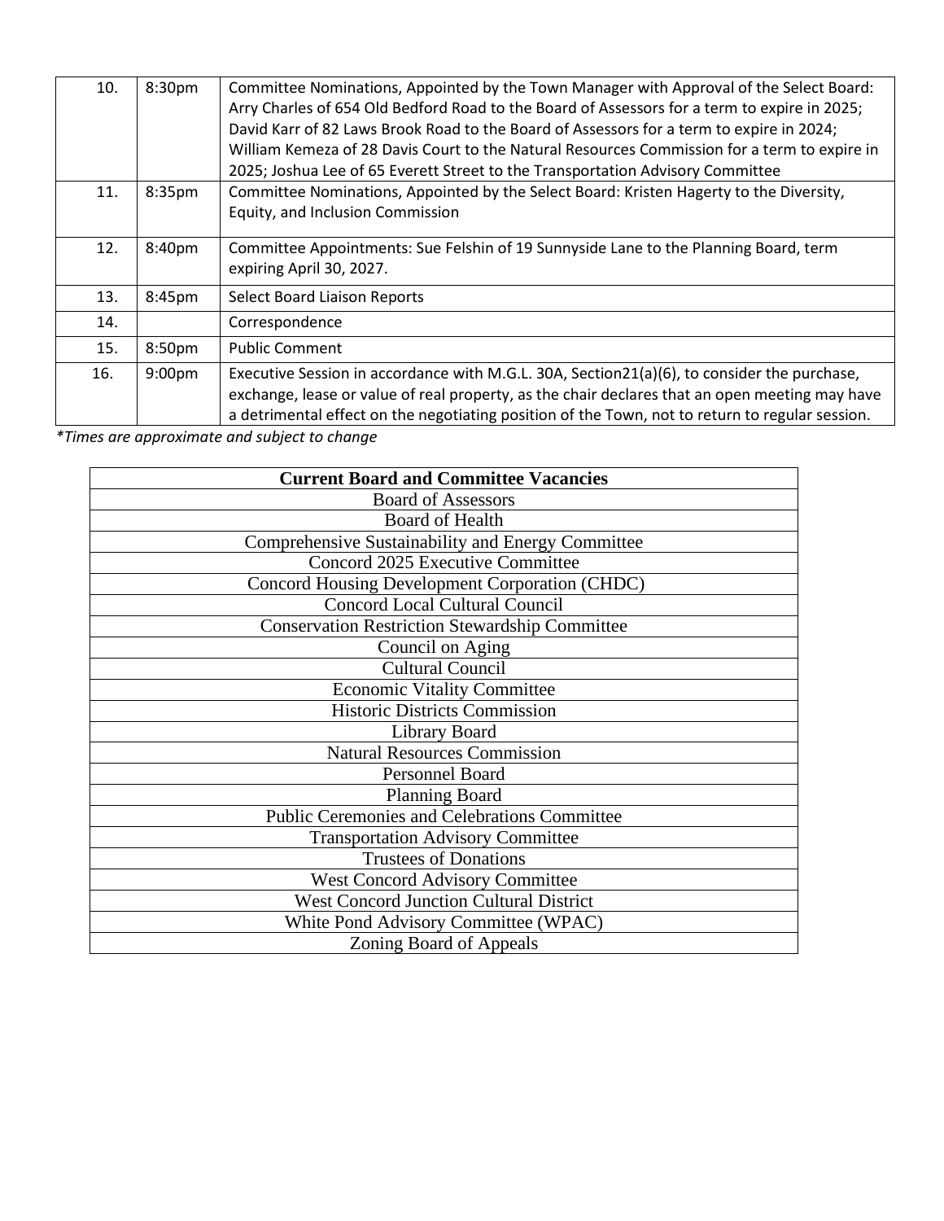| | | |
|---|---|---|
| 10. | 8:30pm | Committee Nominations, Appointed by the Town Manager with Approval of the Select Board: Arry Charles of 654 Old Bedford Road to the Board of Assessors for a term to expire in 2025; David Karr of 82 Laws Brook Road to the Board of Assessors for a term to expire in 2024; William Kemeza of 28 Davis Court to the Natural Resources Commission for a term to expire in 2025; Joshua Lee of 65 Everett Street to the Transportation Advisory Committee |
| 11. | 8:35pm | Committee Nominations, Appointed by the Select Board: Kristen Hagerty to the Diversity, Equity, and Inclusion Commission |
| 12. | 8:40pm | Committee Appointments: Sue Felshin of 19 Sunnyside Lane to the Planning Board, term expiring April 30, 2027. |
| 13. | 8:45pm | Select Board Liaison Reports |
| 14. | | Correspondence |
| 15. | 8:50pm | Public Comment |
| 16. | 9:00pm | Executive Session in accordance with M.G.L. 30A, Section21(a)(6), to consider the purchase, exchange, lease or value of real property, as the chair declares that an open meeting may have a detrimental effect on the negotiating position of the Town, not to return to regular session. |

*\*Times are approximate and subject to change*

| **Current Board and Committee Vacancies** |
|---|
| Board of Assessors |
| Board of Health |
| Comprehensive Sustainability and Energy Committee |
| Concord 2025 Executive Committee |
| Concord Housing Development Corporation (CHDC) |
| Concord Local Cultural Council |
| Conservation Restriction Stewardship Committee |
| Council on Aging |
| Cultural Council |
| Economic Vitality Committee |
| Historic Districts Commission |
| Library Board |
| Natural Resources Commission |
| Personnel Board |
| Planning Board |
| Public Ceremonies and Celebrations Committee |
| Transportation Advisory Committee |
| Trustees of Donations |
| West Concord Advisory Committee |
| West Concord Junction Cultural District |
| White Pond Advisory Committee (WPAC) |
| Zoning Board of Appeals |